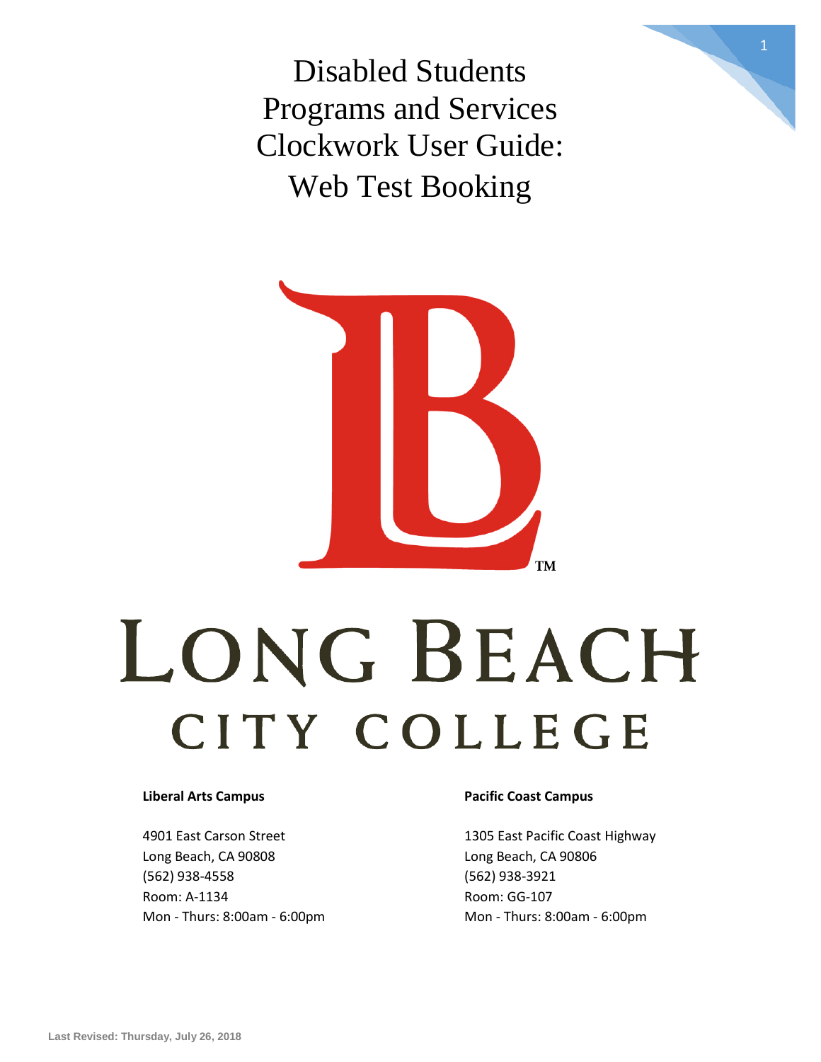# Disabled Students Programs and Services Clockwork User Guide: Web Test Booking

LONG BEACH CITY COLLEGE

**Liberal Arts Campus**

4901 East Carson Street
Long Beach, CA 90808
(562) 938-4558
Room: A-1134
Mon - Thurs: 8:00am - 6:00pm

**Pacific Coast Campus**

1305 East Pacific Coast Highway
Long Beach, CA 90806
(562) 938-3921
Room: GG-107
Mon - Thurs: 8:00am - 6:00pm

**Last Revised: Thursday, July 26, 2018**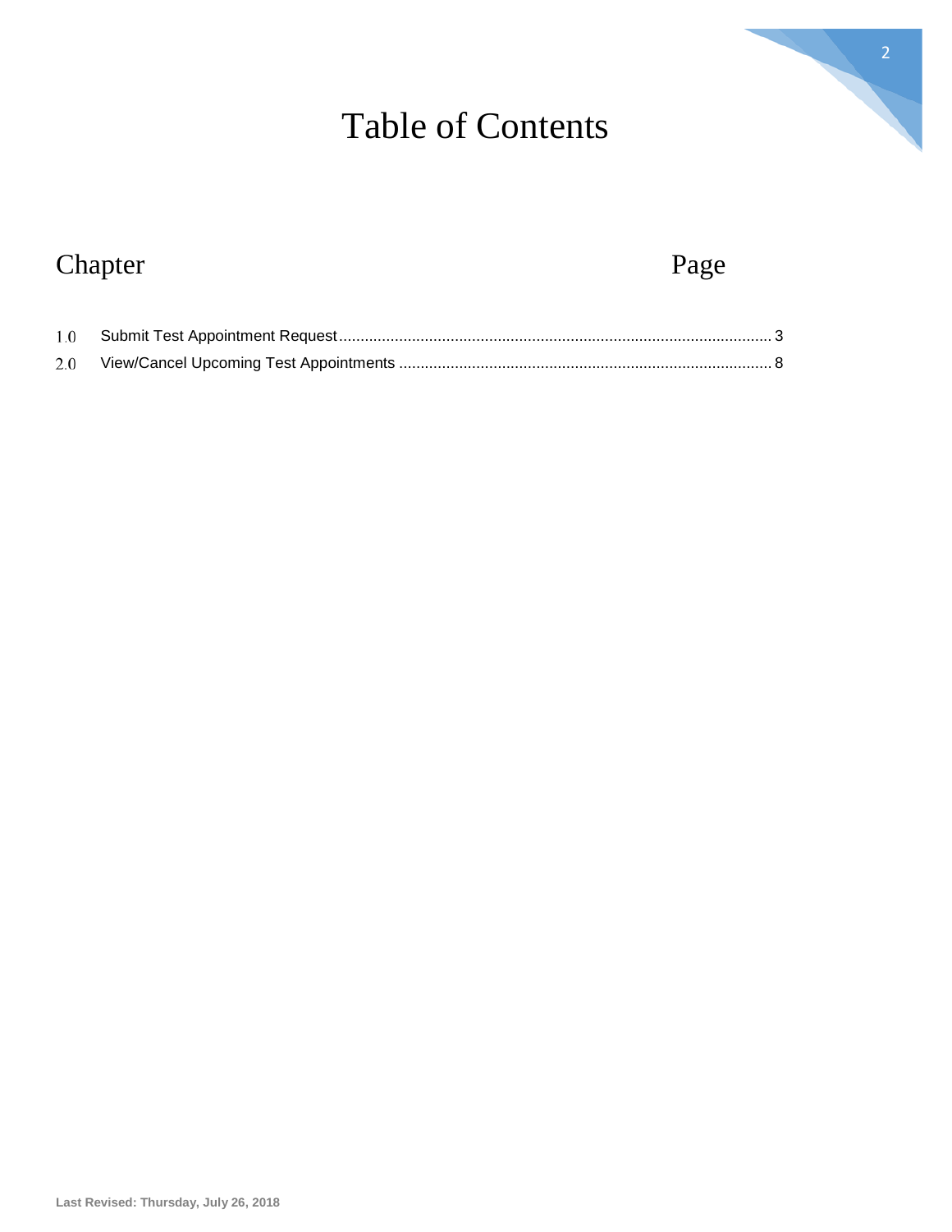# Table of Contents

| Chapter | | Page |
|---|---|---|
| 1.0 | Submit Test Appointment Request | 3 |
| 2.0 | View/Cancel Upcoming Test Appointments | 8 |

Last Revised: Thursday, July 26, 2018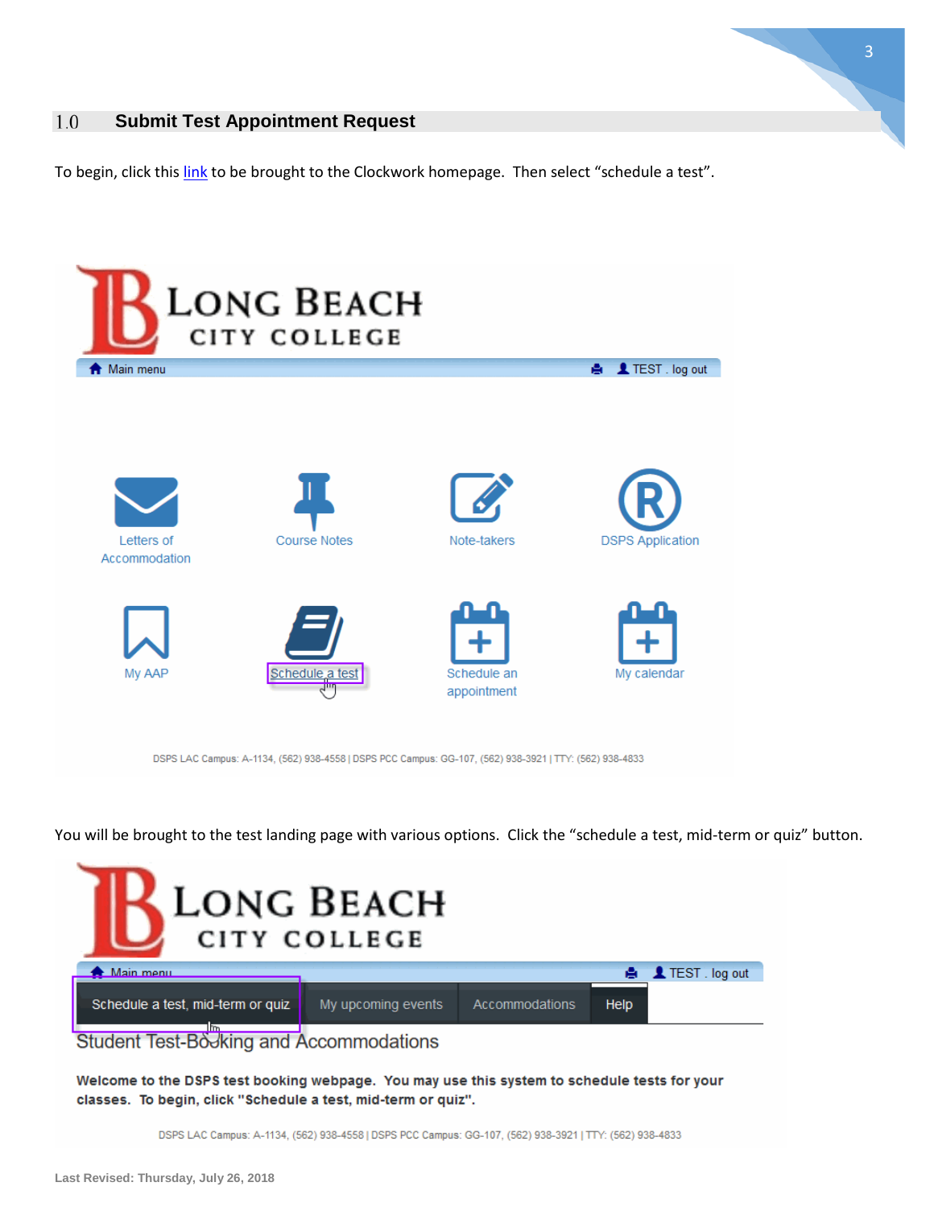## 1.0 Submit Test Appointment Request

To begin, click this [link](#) to be brought to the Clockwork homepage. Then select "schedule a test".

You will be brought to the test landing page with various options. Click the "schedule a test, mid-term or quiz" button.

Last Revised: Thursday, July 26, 2018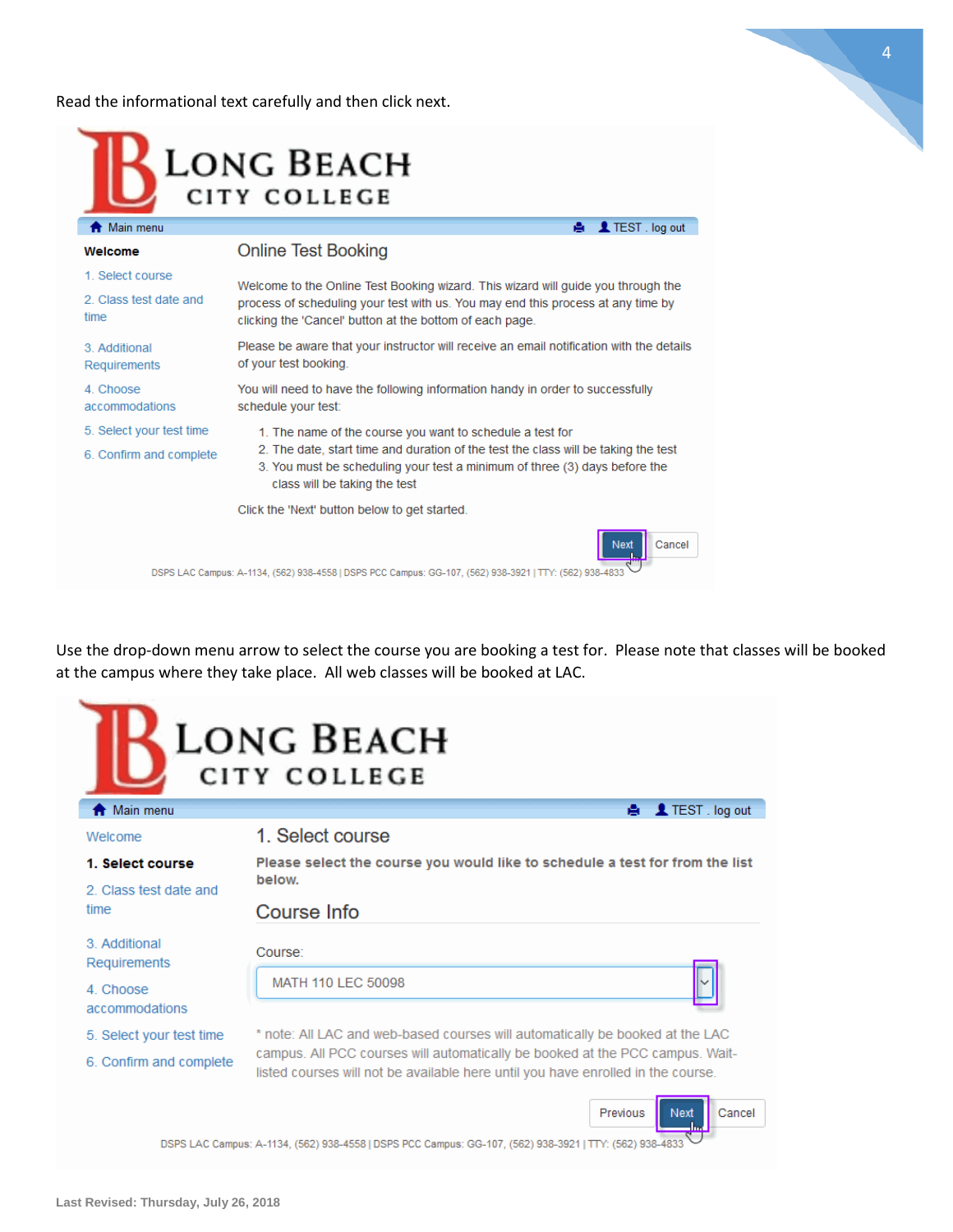Read the informational text carefully and then click next.

**Welcome**

1. Select course
2. Class test date and time
3. Additional Requirements
4. Choose accommodations
5. Select your test time
6. Confirm and complete

## Online Test Booking

Welcome to the Online Test Booking wizard. This wizard will guide you through the process of scheduling your test with us. You may end this process at any time by clicking the 'Cancel' button at the bottom of each page.

Please be aware that your instructor will receive an email notification with the details of your test booking.

You will need to have the following information handy in order to successfully schedule your test:

1. The name of the course you want to schedule a test for
2. The date, start time and duration of the test the class will be taking the test
3. You must be scheduling your test a minimum of three (3) days before the class will be taking the test

Click the 'Next' button below to get started.

Next | Cancel

DSPS LAC Campus: A-1134, (562) 938-4558 | DSPS PCC Campus: GG-107, (562) 938-3921 | TTY: (562) 938-4833

Use the drop-down menu arrow to select the course you are booking a test for. Please note that classes will be booked at the campus where they take place. All web classes will be booked at LAC.

## 1. Select course

**Please select the course you would like to schedule a test for from the list below.**

### Course Info

Course: MATH 110 LEC 50098

\* note: All LAC and web-based courses will automatically be booked at the LAC campus. All PCC courses will automatically be booked at the PCC campus. Wait-listed courses will not be available here until you have enrolled in the course.

Previous | Next | Cancel

DSPS LAC Campus: A-1134, (562) 938-4558 | DSPS PCC Campus: GG-107, (562) 938-3921 | TTY: (562) 938-4833

Last Revised: Thursday, July 26, 2018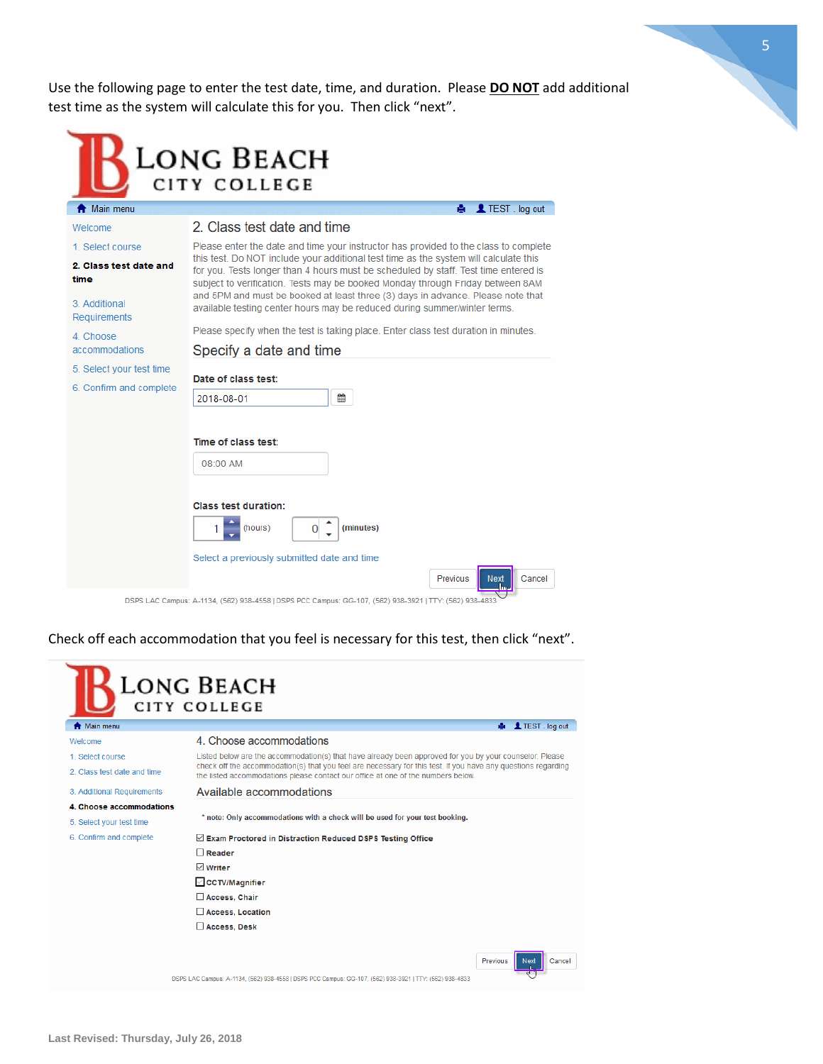Use the following page to enter the test date, time, and duration. Please **DO NOT** add additional test time as the system will calculate this for you. Then click "next".

**LONG BEACH CITY COLLEGE**

Main menu | TEST . log out

- Welcome
- 1. Select course
- **2. Class test date and time**
- 3. Additional Requirements
- 4. Choose accommodations
- 5. Select your test time
- 6. Confirm and complete

## 2. Class test date and time

Please enter the date and time your instructor has provided to the class to complete this test. Do NOT include your additional test time as the system will calculate this for you. Tests longer than 4 hours must be scheduled by staff. Test time entered is subject to verification. Tests may be booked Monday through Friday between 8AM and 5PM and must be booked at least three (3) days in advance. Please note that available testing center hours may be reduced during summer/winter terms.

Please specify when the test is taking place. Enter class test duration in minutes.

### Specify a date and time

**Date of class test:** 2018-08-01

**Time of class test:** 08:00 AM

**Class test duration:** 1 (hours) 0 (minutes)

Select a previously submitted date and time

Previous | Next | Cancel

DSPS LAC Campus: A-1134, (562) 938-4558 | DSPS PCC Campus: GG-107, (562) 938-3921 | TTY: (562) 938-4833

Check off each accommodation that you feel is necessary for this test, then click "next".

**LONG BEACH CITY COLLEGE**

Main menu | TEST . log out

- Welcome
- 1. Select course
- 2. Class test date and time
- 3. Additional Requirements
- **4. Choose accommodations**
- 5. Select your test time
- 6. Confirm and complete

## 4. Choose accommodations

Listed below are the accommodation(s) that have already been approved for you by your counselor. Please check off the accommodation(s) that you feel are necessary for this test. If you have any questions regarding the listed accommodations please contact our office at one of the numbers below.

### Available accommodations

\* note: Only accommodations with a check will be used for your test booking.

- [x] Exam Proctored in Distraction Reduced DSPS Testing Office
- [ ] Reader
- [x] Writer
- [ ] CCTV/Magnifier
- [ ] Access, Chair
- [ ] Access, Location
- [ ] Access, Desk

Previous | Next | Cancel

DSPS LAC Campus: A-1134, (562) 938-4558 | DSPS PCC Campus: GG-107, (562) 938-3921 | TTY: (562) 938-4833

Last Revised: Thursday, July 26, 2018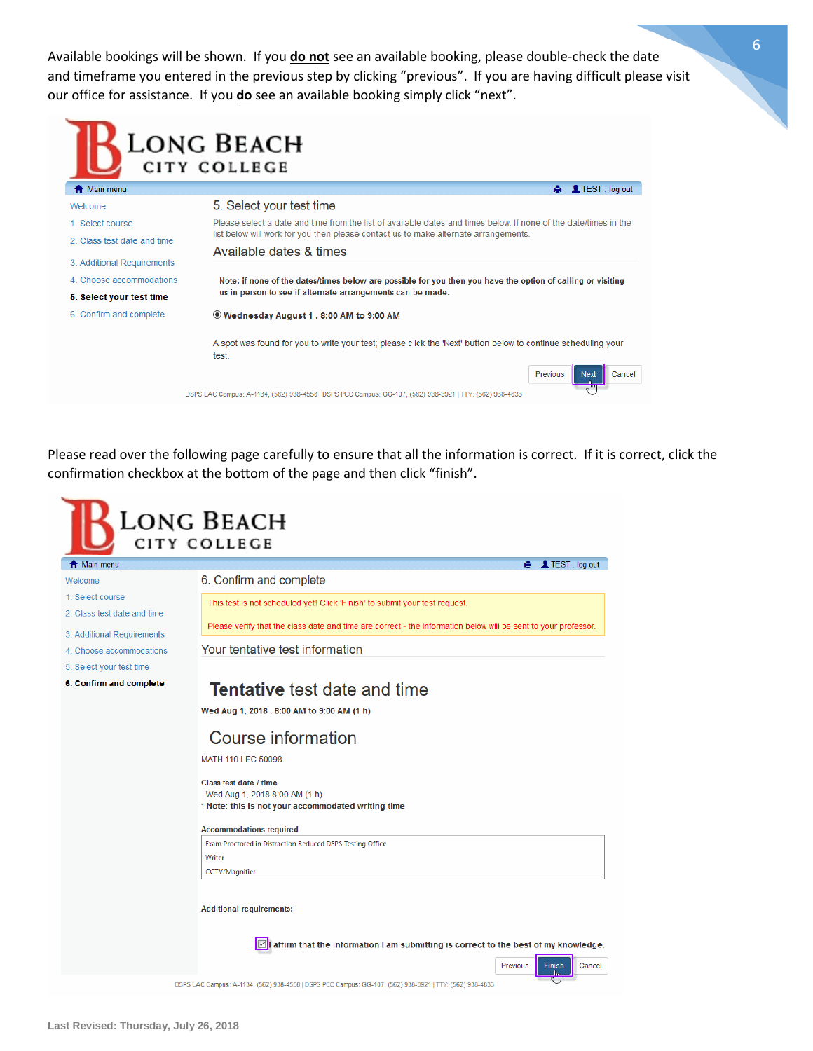Available bookings will be shown. If you **do not** see an available booking, please double-check the date and timeframe you entered in the previous step by clicking "previous". If you are having difficult please visit our office for assistance. If you **do** see an available booking simply click "next".

LONG BEACH CITY COLLEGE

Main menu | TEST . log out

- Welcome
- 1. Select course
- 2. Class test date and time
- 3. Additional Requirements
- 4. Choose accommodations
- **5. Select your test time**
- 6. Confirm and complete

5. Select your test time

Please select a date and time from the list of available dates and times below. If none of the date/times in the list below will work for you then please contact us to make alternate arrangements.

Available dates & times

**Note: If none of the dates/times below are possible for you then you have the option of calling or visiting us in person to see if alternate arrangements can be made.**

◉ **Wednesday August 1 . 8:00 AM to 9:00 AM**

A spot was found for you to write your test; please click the 'Next' button below to continue scheduling your test.

Previous | Next | Cancel

DSPS LAC Campus: A-1134, (562) 938-4558 | DSPS PCC Campus: GG-107, (562) 938-3921 | TTY: (562) 938-4833

Please read over the following page carefully to ensure that all the information is correct. If it is correct, click the confirmation checkbox at the bottom of the page and then click "finish".

LONG BEACH CITY COLLEGE

Main menu | TEST . log out

- Welcome
- 1. Select course
- 2. Class test date and time
- 3. Additional Requirements
- 4. Choose accommodations
- 5. Select your test time
- **6. Confirm and complete**

6. Confirm and complete

This test is not scheduled yet! Click 'Finish' to submit your test request.

Please verify that the class date and time are correct - the information below will be sent to your professor.

Your tentative test information

**Tentative** test date and time

**Wed Aug 1, 2018 . 8:00 AM to 9:00 AM (1 h)**

Course information

MATH 110 LEC 50098

Class test date / time
Wed Aug 1, 2018 8:00 AM (1 h)
* **Note: this is not your accommodated writing time**

**Accommodations required**

Exam Proctored in Distraction Reduced DSPS Testing Office
Writer
CCTV/Magnifier

**Additional requirements:**

☑ **I affirm that the information I am submitting is correct to the best of my knowledge.**

Previous | Finish | Cancel

DSPS LAC Campus: A-1134, (562) 938-4558 | DSPS PCC Campus: GG-107, (562) 938-3921 | TTY: (562) 938-4833

**Last Revised: Thursday, July 26, 2018**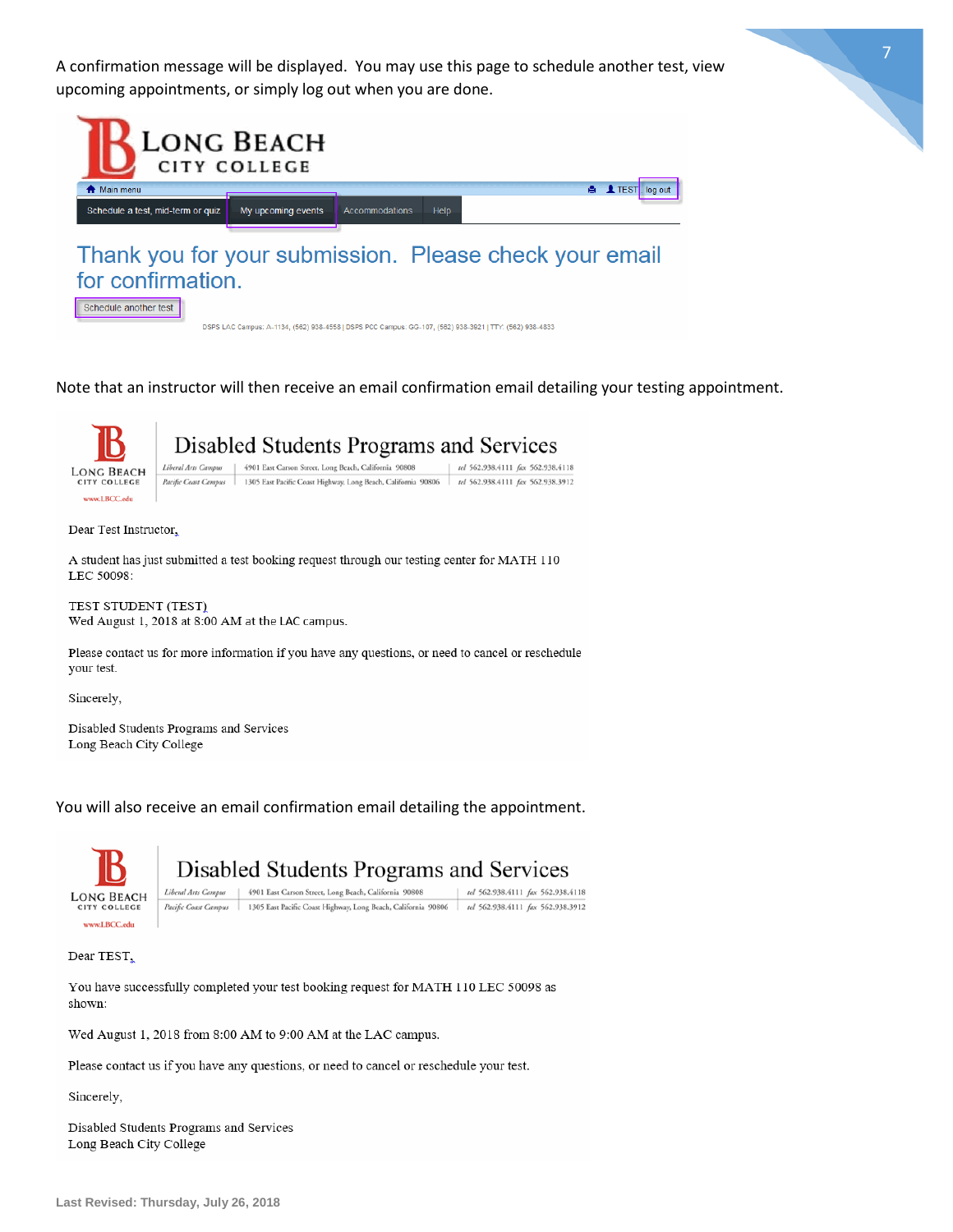A confirmation message will be displayed. You may use this page to schedule another test, view upcoming appointments, or simply log out when you are done.

LONG BEACH CITY COLLEGE

Main menu | TEST | log out

Schedule a test, mid-term or quiz | My upcoming events | Accommodations | Help

Thank you for your submission. Please check your email for confirmation.

Schedule another test

DSPS LAC Campus: A-1134, (562) 938-4558 | DSPS PCC Campus: GG-107, (562) 938-3921 | TTY: (562) 938-4833

Note that an instructor will then receive an email confirmation email detailing your testing appointment.

LONG BEACH CITY COLLEGE
www.LBCC.edu

**Disabled Students Programs and Services**

*Liberal Arts Campus* | 4901 East Carson Street, Long Beach, California 90808 | tel 562.938.4111 fax 562.938.4118
*Pacific Coast Campus* | 1305 East Pacific Coast Highway, Long Beach, California 90806 | tel 562.938.4111 fax 562.938.3912

Dear Test Instructor,

A student has just submitted a test booking request through our testing center for MATH 110 LEC 50098:

TEST STUDENT (TEST)
Wed August 1, 2018 at 8:00 AM at the LAC campus.

Please contact us for more information if you have any questions, or need to cancel or reschedule your test.

Sincerely,

Disabled Students Programs and Services
Long Beach City College

You will also receive an email confirmation email detailing the appointment.

LONG BEACH CITY COLLEGE
www.LBCC.edu

**Disabled Students Programs and Services**

*Liberal Arts Campus* | 4901 East Carson Street, Long Beach, California 90808 | tel 562.938.4111 fax 562.938.4118
*Pacific Coast Campus* | 1305 East Pacific Coast Highway, Long Beach, California 90806 | tel 562.938.4111 fax 562.938.3912

Dear TEST,

You have successfully completed your test booking request for MATH 110 LEC 50098 as shown:

Wed August 1, 2018 from 8:00 AM to 9:00 AM at the LAC campus.

Please contact us if you have any questions, or need to cancel or reschedule your test.

Sincerely,

Disabled Students Programs and Services
Long Beach City College

**Last Revised: Thursday, July 26, 2018**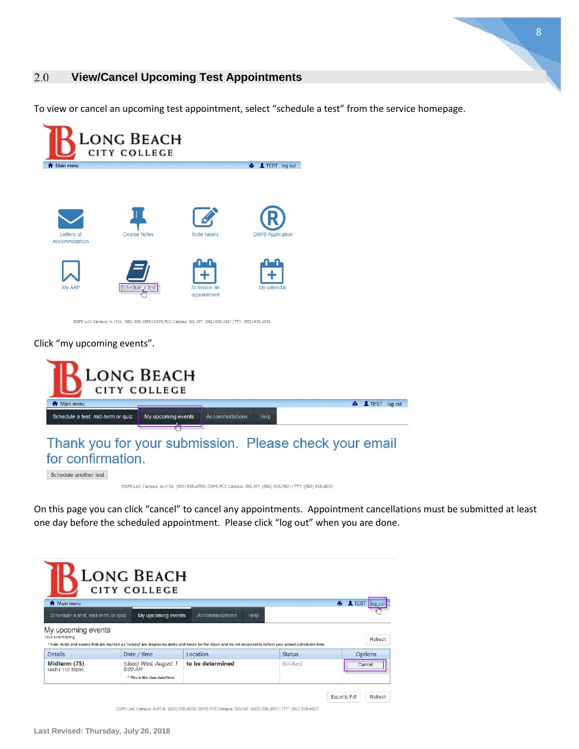## 2.0 View/Cancel Upcoming Test Appointments

To view or cancel an upcoming test appointment, select "schedule a test" from the service homepage.

Click "my upcoming events".

On this page you can click "cancel" to cancel any appointments. Appointment cancellations must be submitted at least one day before the scheduled appointment. Please click "log out" when you are done.

Last Revised: Thursday, July 26, 2018